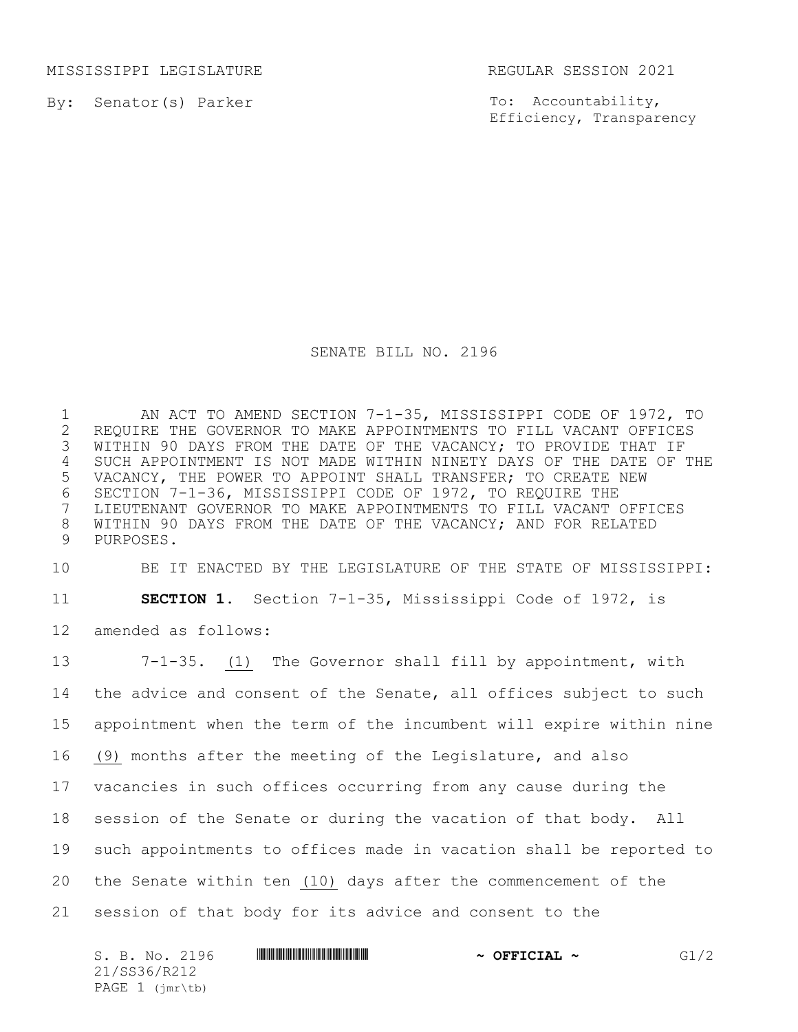MISSISSIPPI LEGISLATURE REGULAR SESSION 2021

By: Senator(s) Parker

To: Accountability, Efficiency, Transparency

# SENATE BILL NO. 2196

AN ACT TO AMEND SECTION 7-1-35, MISSISSIPPI CODE OF 1972, TO REQUIRE THE GOVERNOR TO MAKE APPOINTMENTS TO FILL VACANT OFFICES WITHIN 90 DAYS FROM THE DATE OF THE VACANCY; TO PROVIDE THAT IF SUCH APPOINTMENT IS NOT MADE WITHIN NINETY DAYS OF THE DATE OF THE VACANCY, THE POWER TO APPOINT SHALL TRANSFER; TO CREATE NEW SECTION 7-1-36, MISSISSIPPI CODE OF 1972, TO REQUIRE THE LIEUTENANT GOVERNOR TO MAKE APPOINTMENTS TO FILL VACANT OFFICES WITHIN 90 DAYS FROM THE DATE OF THE VACANCY; AND FOR RELATED PURPOSES.

BE IT ENACTED BY THE LEGISLATURE OF THE STATE OF MISSISSIPPI:

**SECTION 1.** Section 7-1-35, Mississippi Code of 1972, is amended as follows:

7-1-35. (1) The Governor shall fill by appointment, with the advice and consent of the Senate, all offices subject to such appointment when the term of the incumbent will expire within nine (9) months after the meeting of the Legislature, and also vacancies in such offices occurring from any cause during the session of the Senate or during the vacation of that body. All such appointments to offices made in vacation shall be reported to the Senate within ten (10) days after the commencement of the session of that body for its advice and consent to the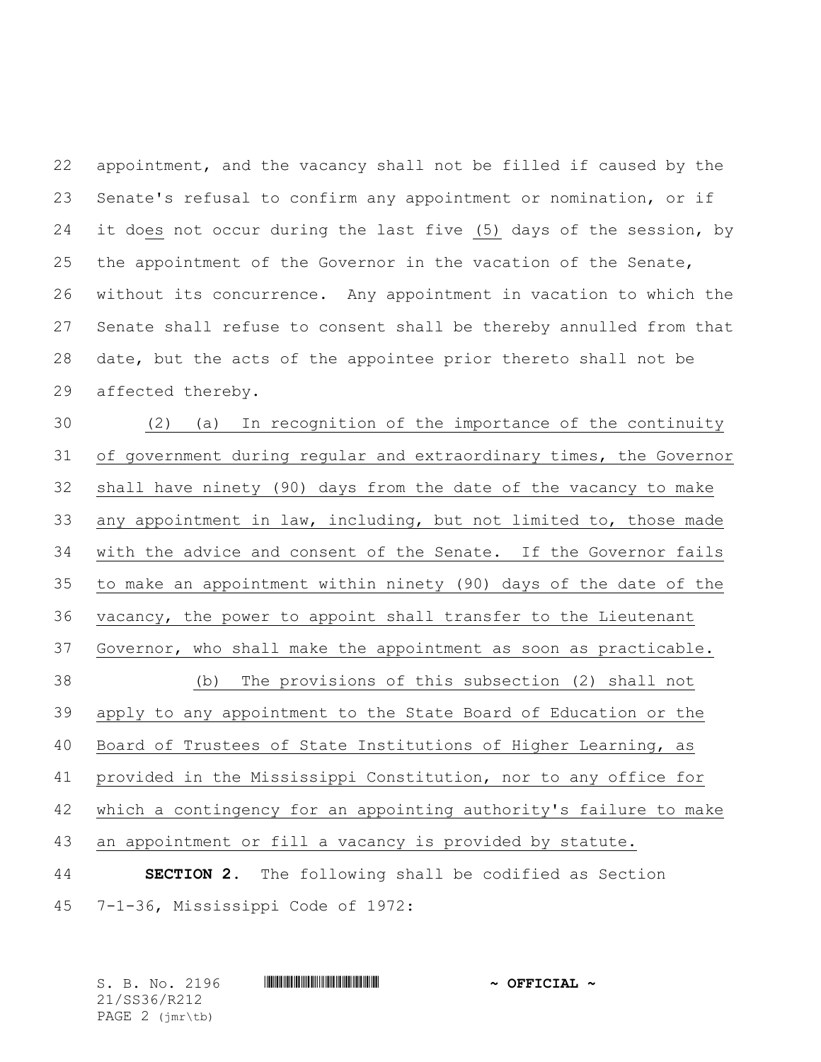appointment, and the vacancy shall not be filled if caused by the Senate's refusal to confirm any appointment or nomination, or if it does not occur during the last five (5) days of the session, by the appointment of the Governor in the vacation of the Senate, without its concurrence. Any appointment in vacation to which the Senate shall refuse to consent shall be thereby annulled from that date, but the acts of the appointee prior thereto shall not be affected thereby.

(2) (a) In recognition of the importance of the continuity of government during regular and extraordinary times, the Governor shall have ninety (90) days from the date of the vacancy to make any appointment in law, including, but not limited to, those made with the advice and consent of the Senate. If the Governor fails to make an appointment within ninety (90) days of the date of the vacancy, the power to appoint shall transfer to the Lieutenant Governor, who shall make the appointment as soon as practicable.

(b) The provisions of this subsection (2) shall not apply to any appointment to the State Board of Education or the Board of Trustees of State Institutions of Higher Learning, as provided in the Mississippi Constitution, nor to any office for which a contingency for an appointing authority's failure to make an appointment or fill a vacancy is provided by statute.

**SECTION 2.** The following shall be codified as Section 7-1-36, Mississippi Code of 1972: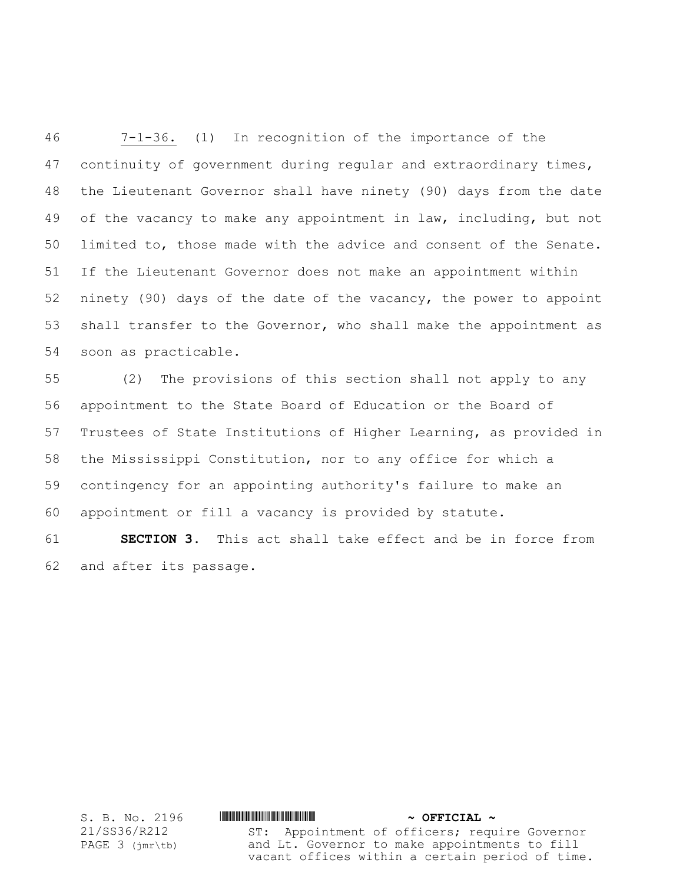7-1-36. (1) In recognition of the importance of the continuity of government during regular and extraordinary times, the Lieutenant Governor shall have ninety (90) days from the date of the vacancy to make any appointment in law, including, but not limited to, those made with the advice and consent of the Senate. If the Lieutenant Governor does not make an appointment within ninety (90) days of the date of the vacancy, the power to appoint shall transfer to the Governor, who shall make the appointment as soon as practicable.

(2) The provisions of this section shall not apply to any appointment to the State Board of Education or the Board of Trustees of State Institutions of Higher Learning, as provided in the Mississippi Constitution, nor to any office for which a contingency for an appointing authority's failure to make an appointment or fill a vacancy is provided by statute.

**SECTION 3.** This act shall take effect and be in force from and after its passage.